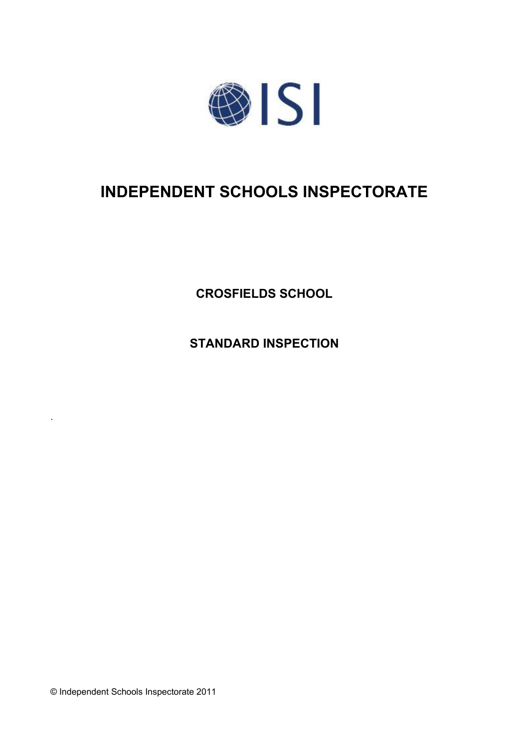ISI

# INDEPENDENT SCHOOLS INSPECTORATE

## CROSFIELDS SCHOOL

## STANDARD INSPECTION

© Independent Schools Inspectorate 2011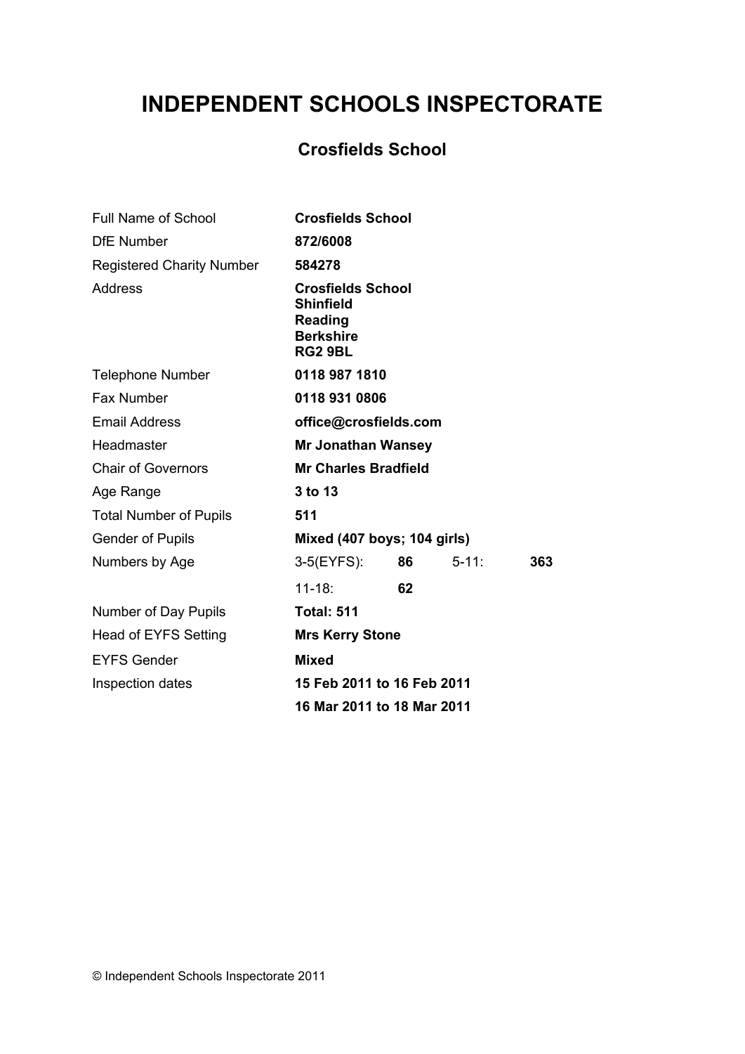# INDEPENDENT SCHOOLS INSPECTORATE

## Crosfields School

| | | | | |
|---|---|---|---|---|
| Full Name of School | **Crosfields School** | | | |
| DfE Number | **872/6008** | | | |
| Registered Charity Number | **584278** | | | |
| Address | **Crosfields School**<br>**Shinfield**<br>**Reading**<br>**Berkshire**<br>**RG2 9BL** | | | |
| Telephone Number | **0118 987 1810** | | | |
| Fax Number | **0118 931 0806** | | | |
| Email Address | **office@crosfields.com** | | | |
| Headmaster | **Mr Jonathan Wansey** | | | |
| Chair of Governors | **Mr Charles Bradfield** | | | |
| Age Range | **3 to 13** | | | |
| Total Number of Pupils | **511** | | | |
| Gender of Pupils | **Mixed (407 boys; 104 girls)** | | | |
| Numbers by Age | 3-5(EYFS): | **86** | 5-11: | **363** |
| | 11-18: | **62** | | |
| Number of Day Pupils | **Total: 511** | | | |
| Head of EYFS Setting | **Mrs Kerry Stone** | | | |
| EYFS Gender | **Mixed** | | | |
| Inspection dates | **15 Feb 2011 to 16 Feb 2011** | | | |
| | **16 Mar 2011 to 18 Mar 2011** | | | |

© Independent Schools Inspectorate 2011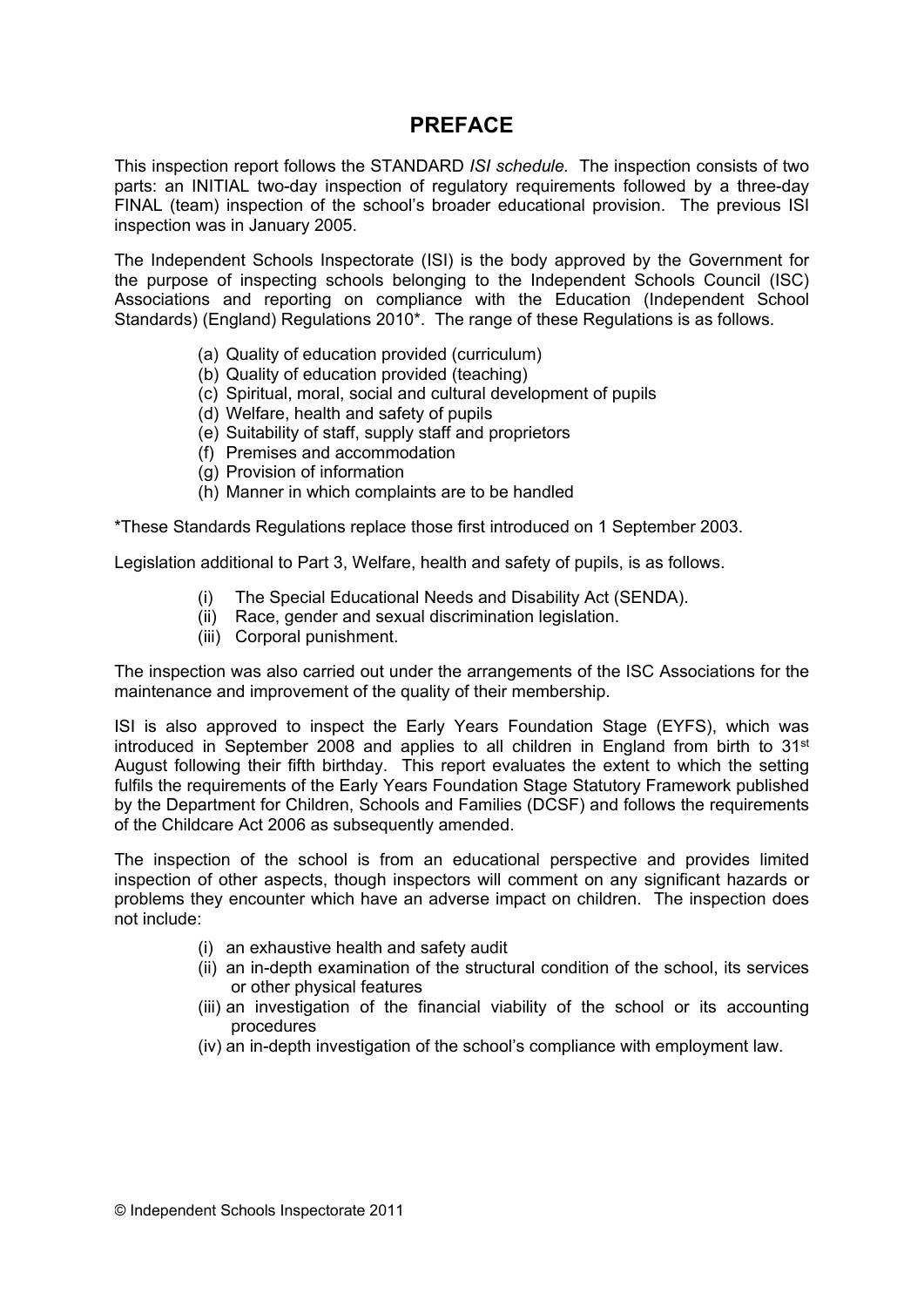# PREFACE

This inspection report follows the STANDARD *ISI schedule.* The inspection consists of two parts: an INITIAL two-day inspection of regulatory requirements followed by a three-day FINAL (team) inspection of the school's broader educational provision. The previous ISI inspection was in January 2005.

The Independent Schools Inspectorate (ISI) is the body approved by the Government for the purpose of inspecting schools belonging to the Independent Schools Council (ISC) Associations and reporting on compliance with the Education (Independent School Standards) (England) Regulations 2010*. The range of these Regulations is as follows.

(a) Quality of education provided (curriculum)
(b) Quality of education provided (teaching)
(c) Spiritual, moral, social and cultural development of pupils
(d) Welfare, health and safety of pupils
(e) Suitability of staff, supply staff and proprietors
(f) Premises and accommodation
(g) Provision of information
(h) Manner in which complaints are to be handled

*These Standards Regulations replace those first introduced on 1 September 2003.

Legislation additional to Part 3, Welfare, health and safety of pupils, is as follows.

(i) The Special Educational Needs and Disability Act (SENDA).
(ii) Race, gender and sexual discrimination legislation.
(iii) Corporal punishment.

The inspection was also carried out under the arrangements of the ISC Associations for the maintenance and improvement of the quality of their membership.

ISI is also approved to inspect the Early Years Foundation Stage (EYFS), which was introduced in September 2008 and applies to all children in England from birth to 31st August following their fifth birthday. This report evaluates the extent to which the setting fulfils the requirements of the Early Years Foundation Stage Statutory Framework published by the Department for Children, Schools and Families (DCSF) and follows the requirements of the Childcare Act 2006 as subsequently amended.

The inspection of the school is from an educational perspective and provides limited inspection of other aspects, though inspectors will comment on any significant hazards or problems they encounter which have an adverse impact on children. The inspection does not include:

(i) an exhaustive health and safety audit
(ii) an in-depth examination of the structural condition of the school, its services or other physical features
(iii) an investigation of the financial viability of the school or its accounting procedures
(iv) an in-depth investigation of the school's compliance with employment law.

© Independent Schools Inspectorate 2011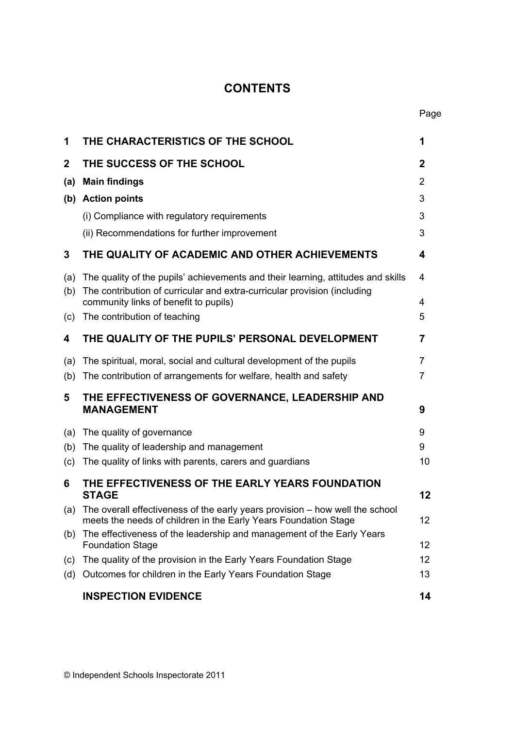# CONTENTS

| | | Page |
|---|---|---|
| **1** | **THE CHARACTERISTICS OF THE SCHOOL** | **1** |
| **2** | **THE SUCCESS OF THE SCHOOL** | **2** |
| **(a)** | **Main findings** | 2 |
| **(b)** | **Action points** | 3 |
| | (i) Compliance with regulatory requirements | 3 |
| | (ii) Recommendations for further improvement | 3 |
| **3** | **THE QUALITY OF ACADEMIC AND OTHER ACHIEVEMENTS** | **4** |
| (a) | The quality of the pupils' achievements and their learning, attitudes and skills | 4 |
| (b) | The contribution of curricular and extra-curricular provision (including community links of benefit to pupils) | 4 |
| (c) | The contribution of teaching | 5 |
| **4** | **THE QUALITY OF THE PUPILS' PERSONAL DEVELOPMENT** | **7** |
| (a) | The spiritual, moral, social and cultural development of the pupils | 7 |
| (b) | The contribution of arrangements for welfare, health and safety | 7 |
| **5** | **THE EFFECTIVENESS OF GOVERNANCE, LEADERSHIP AND MANAGEMENT** | **9** |
| (a) | The quality of governance | 9 |
| (b) | The quality of leadership and management | 9 |
| (c) | The quality of links with parents, carers and guardians | 10 |
| **6** | **THE EFFECTIVENESS OF THE EARLY YEARS FOUNDATION STAGE** | **12** |
| (a) | The overall effectiveness of the early years provision – how well the school meets the needs of children in the Early Years Foundation Stage | 12 |
| (b) | The effectiveness of the leadership and management of the Early Years Foundation Stage | 12 |
| (c) | The quality of the provision in the Early Years Foundation Stage | 12 |
| (d) | Outcomes for children in the Early Years Foundation Stage | 13 |
| | **INSPECTION EVIDENCE** | **14** |

© Independent Schools Inspectorate 2011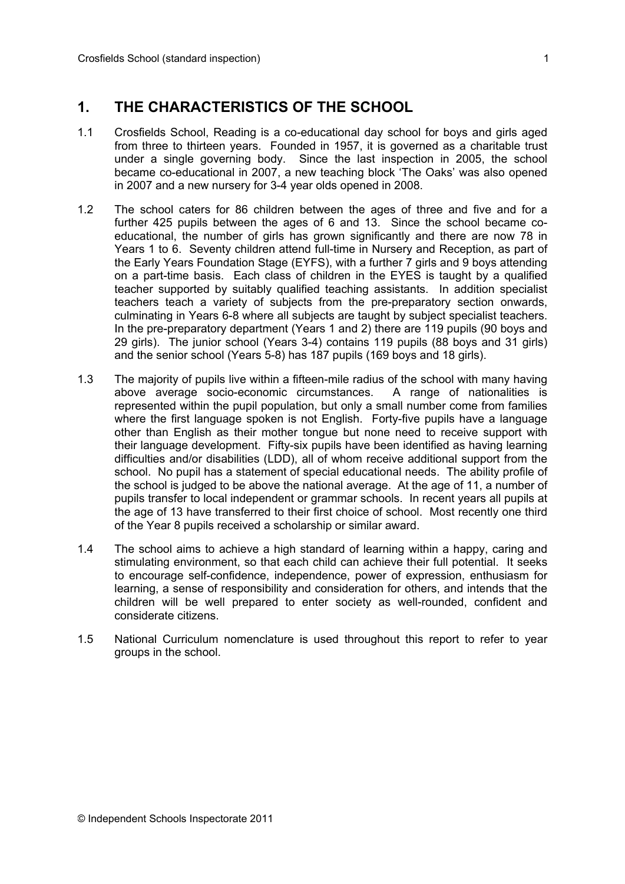## 1. THE CHARACTERISTICS OF THE SCHOOL

1.1 Crosfields School, Reading is a co-educational day school for boys and girls aged from three to thirteen years. Founded in 1957, it is governed as a charitable trust under a single governing body. Since the last inspection in 2005, the school became co-educational in 2007, a new teaching block 'The Oaks' was also opened in 2007 and a new nursery for 3-4 year olds opened in 2008.

1.2 The school caters for 86 children between the ages of three and five and for a further 425 pupils between the ages of 6 and 13. Since the school became co-educational, the number of girls has grown significantly and there are now 78 in Years 1 to 6. Seventy children attend full-time in Nursery and Reception, as part of the Early Years Foundation Stage (EYFS), with a further 7 girls and 9 boys attending on a part-time basis. Each class of children in the EYES is taught by a qualified teacher supported by suitably qualified teaching assistants. In addition specialist teachers teach a variety of subjects from the pre-preparatory section onwards, culminating in Years 6-8 where all subjects are taught by subject specialist teachers. In the pre-preparatory department (Years 1 and 2) there are 119 pupils (90 boys and 29 girls). The junior school (Years 3-4) contains 119 pupils (88 boys and 31 girls) and the senior school (Years 5-8) has 187 pupils (169 boys and 18 girls).

1.3 The majority of pupils live within a fifteen-mile radius of the school with many having above average socio-economic circumstances. A range of nationalities is represented within the pupil population, but only a small number come from families where the first language spoken is not English. Forty-five pupils have a language other than English as their mother tongue but none need to receive support with their language development. Fifty-six pupils have been identified as having learning difficulties and/or disabilities (LDD), all of whom receive additional support from the school. No pupil has a statement of special educational needs. The ability profile of the school is judged to be above the national average. At the age of 11, a number of pupils transfer to local independent or grammar schools. In recent years all pupils at the age of 13 have transferred to their first choice of school. Most recently one third of the Year 8 pupils received a scholarship or similar award.

1.4 The school aims to achieve a high standard of learning within a happy, caring and stimulating environment, so that each child can achieve their full potential. It seeks to encourage self-confidence, independence, power of expression, enthusiasm for learning, a sense of responsibility and consideration for others, and intends that the children will be well prepared to enter society as well-rounded, confident and considerate citizens.

1.5 National Curriculum nomenclature is used throughout this report to refer to year groups in the school.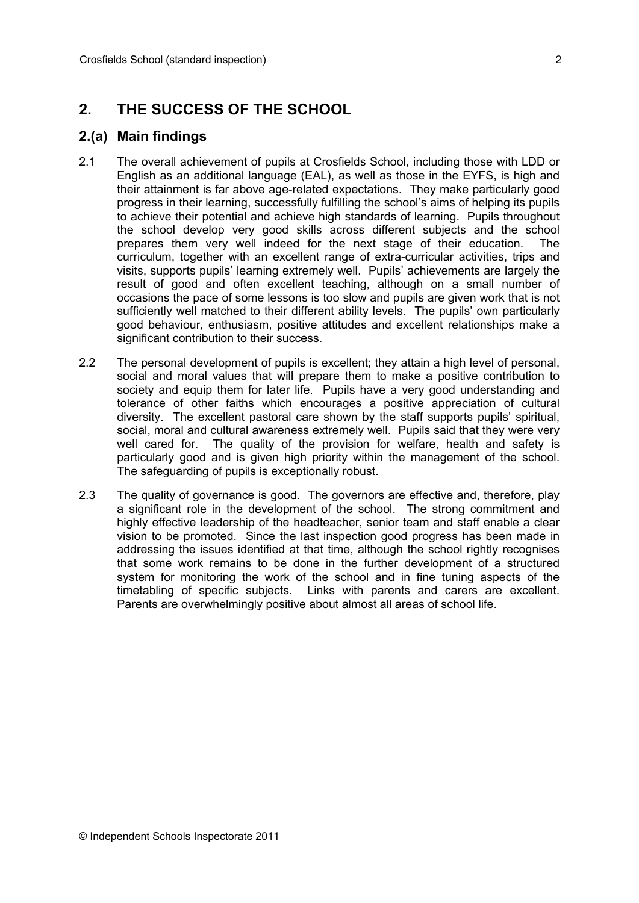## 2. THE SUCCESS OF THE SCHOOL

### 2.(a) Main findings

2.1 The overall achievement of pupils at Crosfields School, including those with LDD or English as an additional language (EAL), as well as those in the EYFS, is high and their attainment is far above age-related expectations. They make particularly good progress in their learning, successfully fulfilling the school's aims of helping its pupils to achieve their potential and achieve high standards of learning. Pupils throughout the school develop very good skills across different subjects and the school prepares them very well indeed for the next stage of their education. The curriculum, together with an excellent range of extra-curricular activities, trips and visits, supports pupils' learning extremely well. Pupils' achievements are largely the result of good and often excellent teaching, although on a small number of occasions the pace of some lessons is too slow and pupils are given work that is not sufficiently well matched to their different ability levels. The pupils' own particularly good behaviour, enthusiasm, positive attitudes and excellent relationships make a significant contribution to their success.

2.2 The personal development of pupils is excellent; they attain a high level of personal, social and moral values that will prepare them to make a positive contribution to society and equip them for later life. Pupils have a very good understanding and tolerance of other faiths which encourages a positive appreciation of cultural diversity. The excellent pastoral care shown by the staff supports pupils' spiritual, social, moral and cultural awareness extremely well. Pupils said that they were very well cared for. The quality of the provision for welfare, health and safety is particularly good and is given high priority within the management of the school. The safeguarding of pupils is exceptionally robust.

2.3 The quality of governance is good. The governors are effective and, therefore, play a significant role in the development of the school. The strong commitment and highly effective leadership of the headteacher, senior team and staff enable a clear vision to be promoted. Since the last inspection good progress has been made in addressing the issues identified at that time, although the school rightly recognises that some work remains to be done in the further development of a structured system for monitoring the work of the school and in fine tuning aspects of the timetabling of specific subjects. Links with parents and carers are excellent. Parents are overwhelmingly positive about almost all areas of school life.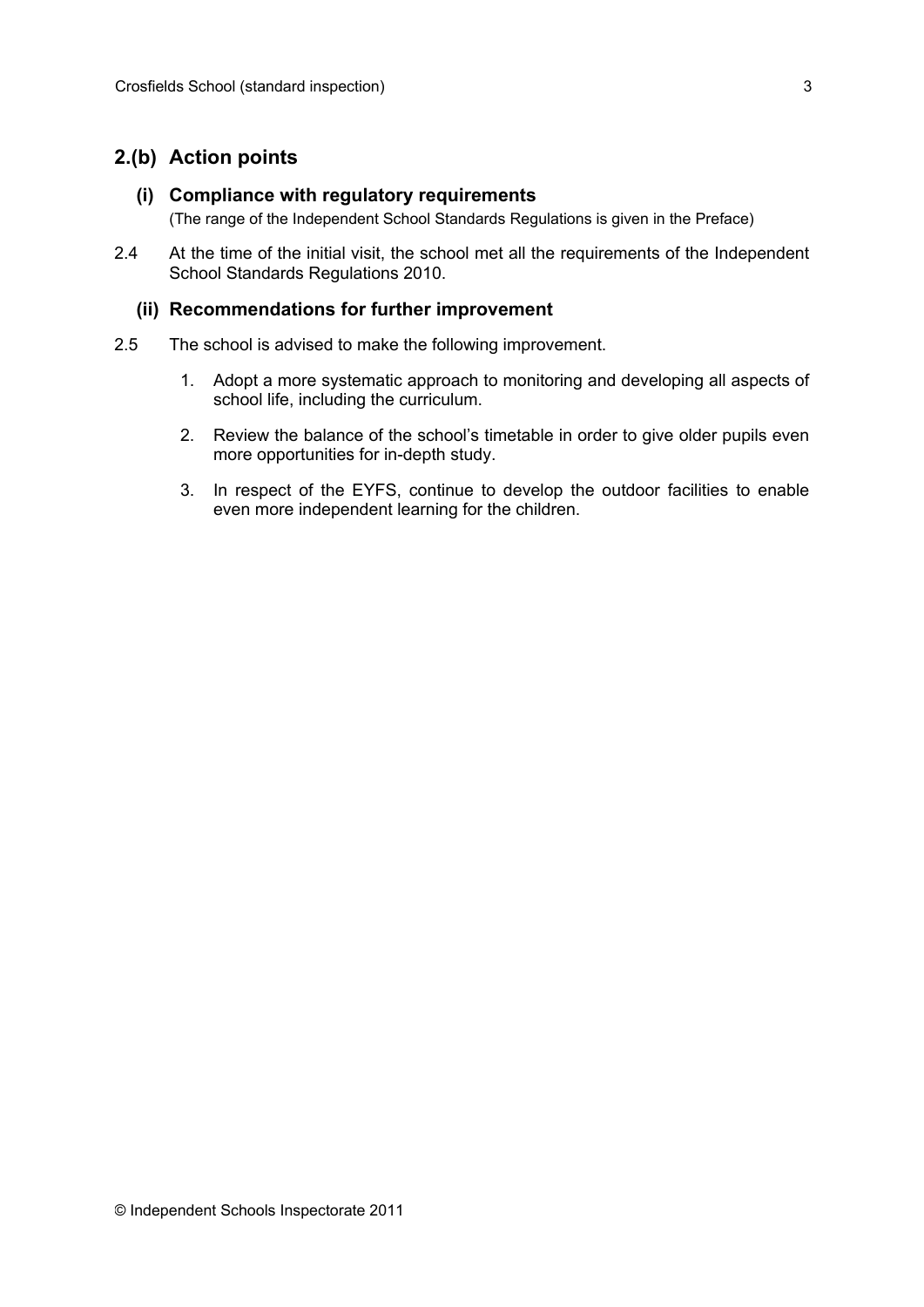## 2.(b) Action points

### (i) Compliance with regulatory requirements

(The range of the Independent School Standards Regulations is given in the Preface)

2.4 At the time of the initial visit, the school met all the requirements of the Independent School Standards Regulations 2010.

### (ii) Recommendations for further improvement

2.5 The school is advised to make the following improvement.

1. Adopt a more systematic approach to monitoring and developing all aspects of school life, including the curriculum.
2. Review the balance of the school's timetable in order to give older pupils even more opportunities for in-depth study.
3. In respect of the EYFS, continue to develop the outdoor facilities to enable even more independent learning for the children.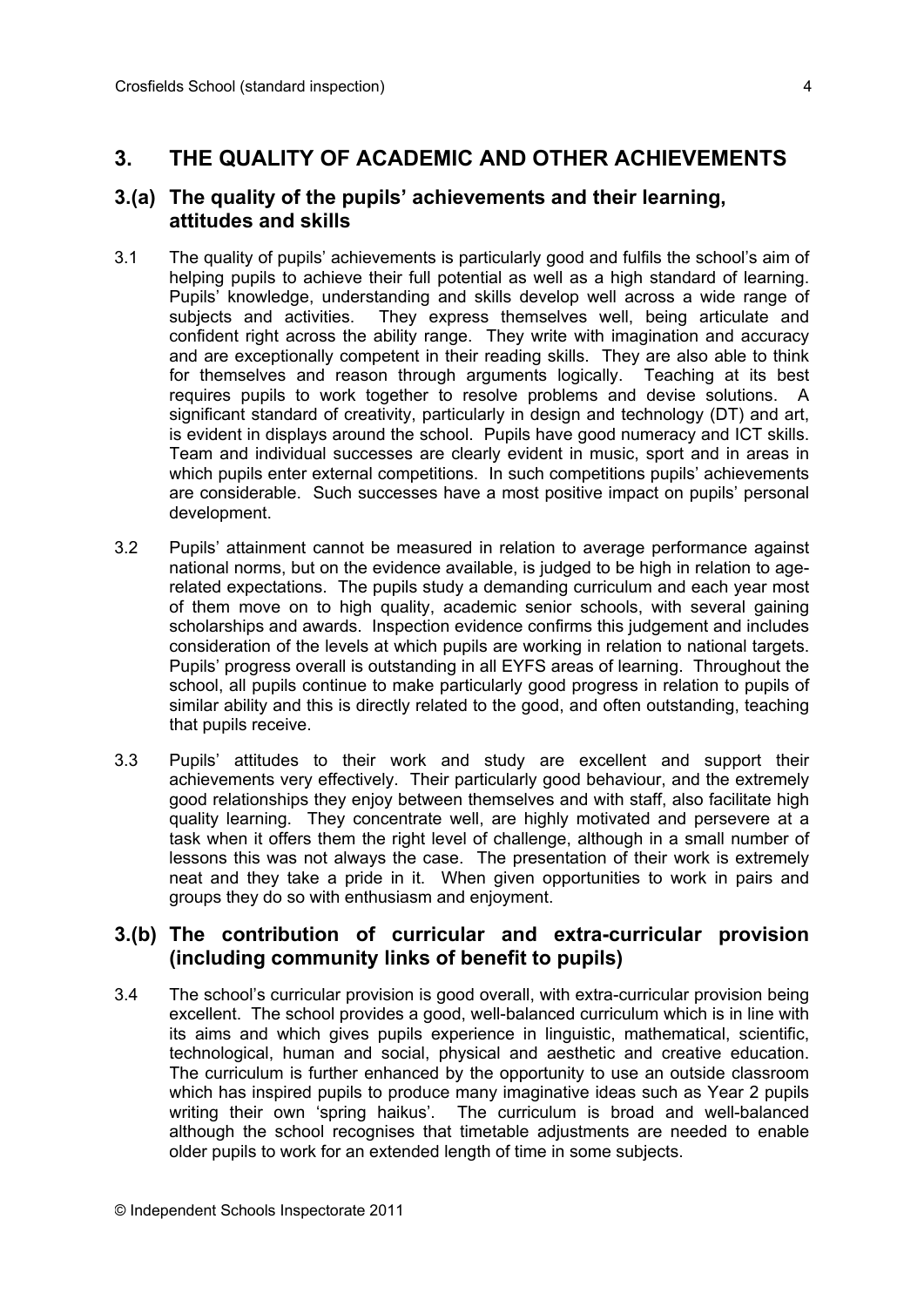## 3. THE QUALITY OF ACADEMIC AND OTHER ACHIEVEMENTS

### 3.(a) The quality of the pupils' achievements and their learning, attitudes and skills

3.1 The quality of pupils' achievements is particularly good and fulfils the school's aim of helping pupils to achieve their full potential as well as a high standard of learning. Pupils' knowledge, understanding and skills develop well across a wide range of subjects and activities. They express themselves well, being articulate and confident right across the ability range. They write with imagination and accuracy and are exceptionally competent in their reading skills. They are also able to think for themselves and reason through arguments logically. Teaching at its best requires pupils to work together to resolve problems and devise solutions. A significant standard of creativity, particularly in design and technology (DT) and art, is evident in displays around the school. Pupils have good numeracy and ICT skills. Team and individual successes are clearly evident in music, sport and in areas in which pupils enter external competitions. In such competitions pupils' achievements are considerable. Such successes have a most positive impact on pupils' personal development.

3.2 Pupils' attainment cannot be measured in relation to average performance against national norms, but on the evidence available, is judged to be high in relation to age-related expectations. The pupils study a demanding curriculum and each year most of them move on to high quality, academic senior schools, with several gaining scholarships and awards. Inspection evidence confirms this judgement and includes consideration of the levels at which pupils are working in relation to national targets. Pupils' progress overall is outstanding in all EYFS areas of learning. Throughout the school, all pupils continue to make particularly good progress in relation to pupils of similar ability and this is directly related to the good, and often outstanding, teaching that pupils receive.

3.3 Pupils' attitudes to their work and study are excellent and support their achievements very effectively. Their particularly good behaviour, and the extremely good relationships they enjoy between themselves and with staff, also facilitate high quality learning. They concentrate well, are highly motivated and persevere at a task when it offers them the right level of challenge, although in a small number of lessons this was not always the case. The presentation of their work is extremely neat and they take a pride in it. When given opportunities to work in pairs and groups they do so with enthusiasm and enjoyment.

### 3.(b) The contribution of curricular and extra-curricular provision (including community links of benefit to pupils)

3.4 The school's curricular provision is good overall, with extra-curricular provision being excellent. The school provides a good, well-balanced curriculum which is in line with its aims and which gives pupils experience in linguistic, mathematical, scientific, technological, human and social, physical and aesthetic and creative education. The curriculum is further enhanced by the opportunity to use an outside classroom which has inspired pupils to produce many imaginative ideas such as Year 2 pupils writing their own 'spring haikus'. The curriculum is broad and well-balanced although the school recognises that timetable adjustments are needed to enable older pupils to work for an extended length of time in some subjects.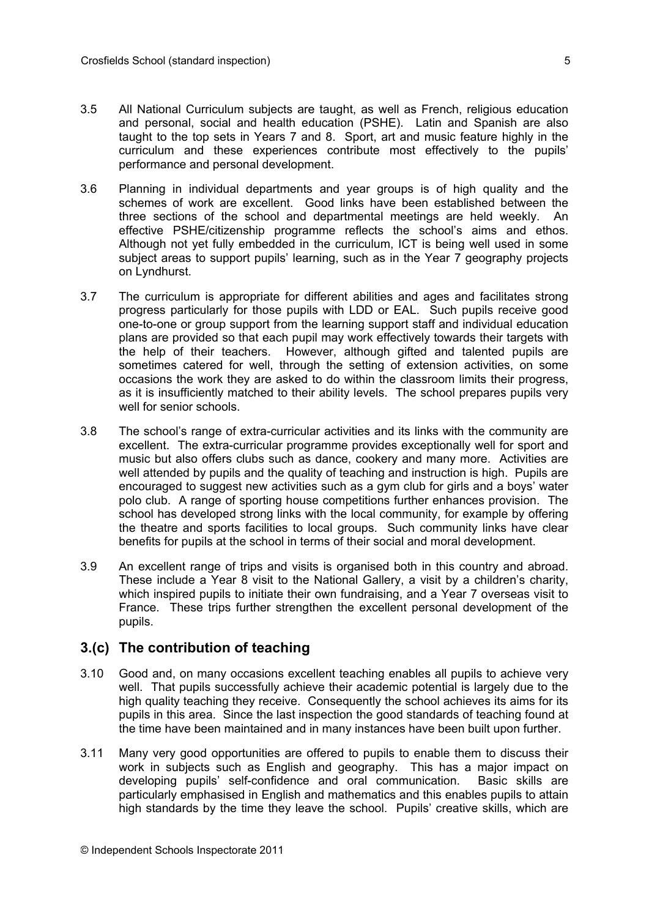3.5 All National Curriculum subjects are taught, as well as French, religious education and personal, social and health education (PSHE). Latin and Spanish are also taught to the top sets in Years 7 and 8. Sport, art and music feature highly in the curriculum and these experiences contribute most effectively to the pupils' performance and personal development.

3.6 Planning in individual departments and year groups is of high quality and the schemes of work are excellent. Good links have been established between the three sections of the school and departmental meetings are held weekly. An effective PSHE/citizenship programme reflects the school's aims and ethos. Although not yet fully embedded in the curriculum, ICT is being well used in some subject areas to support pupils' learning, such as in the Year 7 geography projects on Lyndhurst.

3.7 The curriculum is appropriate for different abilities and ages and facilitates strong progress particularly for those pupils with LDD or EAL. Such pupils receive good one-to-one or group support from the learning support staff and individual education plans are provided so that each pupil may work effectively towards their targets with the help of their teachers. However, although gifted and talented pupils are sometimes catered for well, through the setting of extension activities, on some occasions the work they are asked to do within the classroom limits their progress, as it is insufficiently matched to their ability levels. The school prepares pupils very well for senior schools.

3.8 The school's range of extra-curricular activities and its links with the community are excellent. The extra-curricular programme provides exceptionally well for sport and music but also offers clubs such as dance, cookery and many more. Activities are well attended by pupils and the quality of teaching and instruction is high. Pupils are encouraged to suggest new activities such as a gym club for girls and a boys' water polo club. A range of sporting house competitions further enhances provision. The school has developed strong links with the local community, for example by offering the theatre and sports facilities to local groups. Such community links have clear benefits for pupils at the school in terms of their social and moral development.

3.9 An excellent range of trips and visits is organised both in this country and abroad. These include a Year 8 visit to the National Gallery, a visit by a children's charity, which inspired pupils to initiate their own fundraising, and a Year 7 overseas visit to France. These trips further strengthen the excellent personal development of the pupils.

## 3.(c) The contribution of teaching

3.10 Good and, on many occasions excellent teaching enables all pupils to achieve very well. That pupils successfully achieve their academic potential is largely due to the high quality teaching they receive. Consequently the school achieves its aims for its pupils in this area. Since the last inspection the good standards of teaching found at the time have been maintained and in many instances have been built upon further.

3.11 Many very good opportunities are offered to pupils to enable them to discuss their work in subjects such as English and geography. This has a major impact on developing pupils' self-confidence and oral communication. Basic skills are particularly emphasised in English and mathematics and this enables pupils to attain high standards by the time they leave the school. Pupils' creative skills, which are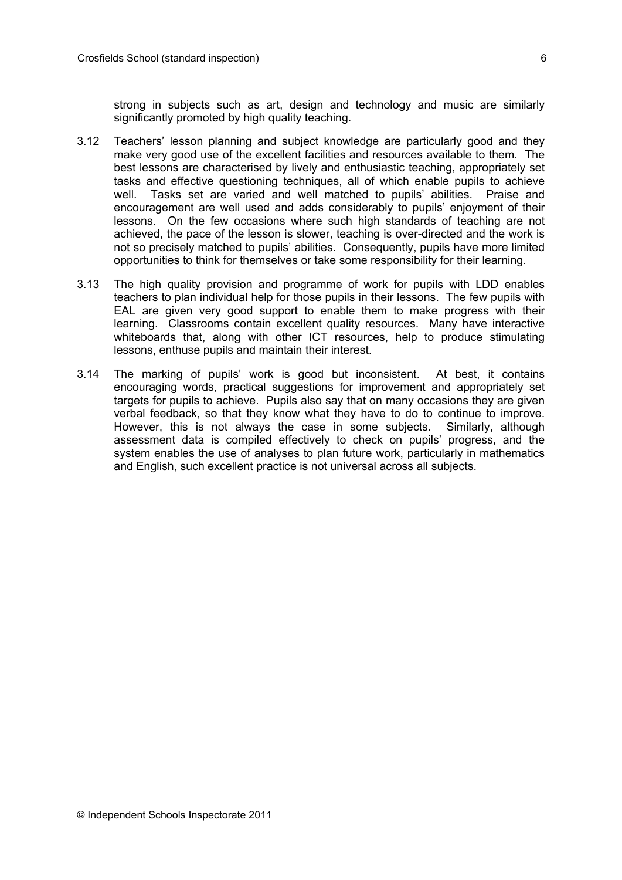strong in subjects such as art, design and technology and music are similarly significantly promoted by high quality teaching.

3.12 Teachers' lesson planning and subject knowledge are particularly good and they make very good use of the excellent facilities and resources available to them. The best lessons are characterised by lively and enthusiastic teaching, appropriately set tasks and effective questioning techniques, all of which enable pupils to achieve well. Tasks set are varied and well matched to pupils' abilities. Praise and encouragement are well used and adds considerably to pupils' enjoyment of their lessons. On the few occasions where such high standards of teaching are not achieved, the pace of the lesson is slower, teaching is over-directed and the work is not so precisely matched to pupils' abilities. Consequently, pupils have more limited opportunities to think for themselves or take some responsibility for their learning.

3.13 The high quality provision and programme of work for pupils with LDD enables teachers to plan individual help for those pupils in their lessons. The few pupils with EAL are given very good support to enable them to make progress with their learning. Classrooms contain excellent quality resources. Many have interactive whiteboards that, along with other ICT resources, help to produce stimulating lessons, enthuse pupils and maintain their interest.

3.14 The marking of pupils' work is good but inconsistent. At best, it contains encouraging words, practical suggestions for improvement and appropriately set targets for pupils to achieve. Pupils also say that on many occasions they are given verbal feedback, so that they know what they have to do to continue to improve. However, this is not always the case in some subjects. Similarly, although assessment data is compiled effectively to check on pupils' progress, and the system enables the use of analyses to plan future work, particularly in mathematics and English, such excellent practice is not universal across all subjects.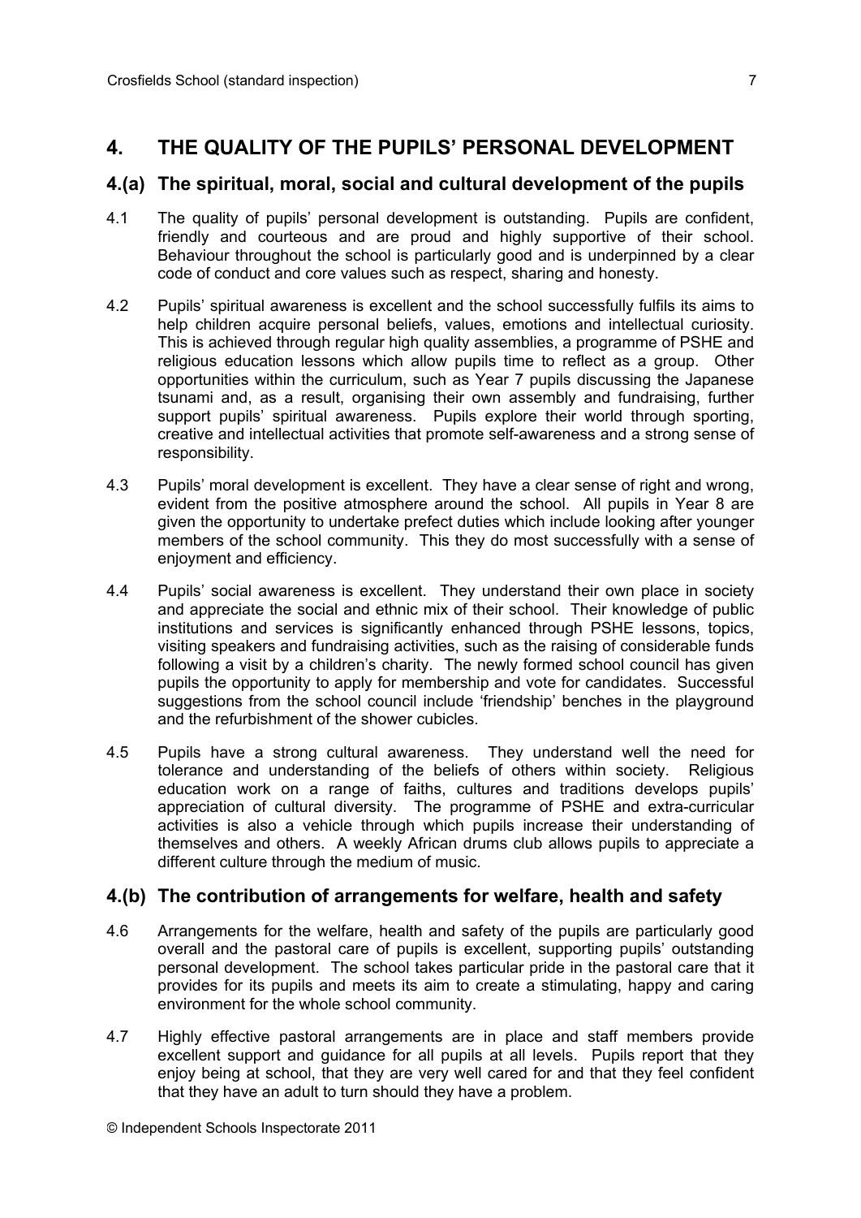## 4. THE QUALITY OF THE PUPILS' PERSONAL DEVELOPMENT

### 4.(a) The spiritual, moral, social and cultural development of the pupils

4.1 The quality of pupils' personal development is outstanding. Pupils are confident, friendly and courteous and are proud and highly supportive of their school. Behaviour throughout the school is particularly good and is underpinned by a clear code of conduct and core values such as respect, sharing and honesty.

4.2 Pupils' spiritual awareness is excellent and the school successfully fulfils its aims to help children acquire personal beliefs, values, emotions and intellectual curiosity. This is achieved through regular high quality assemblies, a programme of PSHE and religious education lessons which allow pupils time to reflect as a group. Other opportunities within the curriculum, such as Year 7 pupils discussing the Japanese tsunami and, as a result, organising their own assembly and fundraising, further support pupils' spiritual awareness. Pupils explore their world through sporting, creative and intellectual activities that promote self-awareness and a strong sense of responsibility.

4.3 Pupils' moral development is excellent. They have a clear sense of right and wrong, evident from the positive atmosphere around the school. All pupils in Year 8 are given the opportunity to undertake prefect duties which include looking after younger members of the school community. This they do most successfully with a sense of enjoyment and efficiency.

4.4 Pupils' social awareness is excellent. They understand their own place in society and appreciate the social and ethnic mix of their school. Their knowledge of public institutions and services is significantly enhanced through PSHE lessons, topics, visiting speakers and fundraising activities, such as the raising of considerable funds following a visit by a children's charity. The newly formed school council has given pupils the opportunity to apply for membership and vote for candidates. Successful suggestions from the school council include 'friendship' benches in the playground and the refurbishment of the shower cubicles.

4.5 Pupils have a strong cultural awareness. They understand well the need for tolerance and understanding of the beliefs of others within society. Religious education work on a range of faiths, cultures and traditions develops pupils' appreciation of cultural diversity. The programme of PSHE and extra-curricular activities is also a vehicle through which pupils increase their understanding of themselves and others. A weekly African drums club allows pupils to appreciate a different culture through the medium of music.

### 4.(b) The contribution of arrangements for welfare, health and safety

4.6 Arrangements for the welfare, health and safety of the pupils are particularly good overall and the pastoral care of pupils is excellent, supporting pupils' outstanding personal development. The school takes particular pride in the pastoral care that it provides for its pupils and meets its aim to create a stimulating, happy and caring environment for the whole school community.

4.7 Highly effective pastoral arrangements are in place and staff members provide excellent support and guidance for all pupils at all levels. Pupils report that they enjoy being at school, that they are very well cared for and that they feel confident that they have an adult to turn should they have a problem.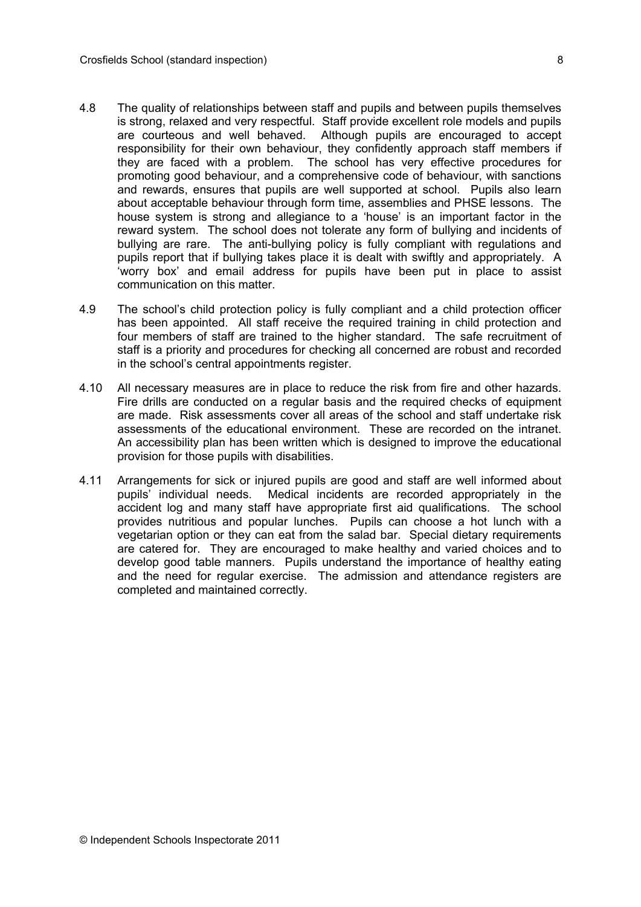4.8 The quality of relationships between staff and pupils and between pupils themselves is strong, relaxed and very respectful. Staff provide excellent role models and pupils are courteous and well behaved. Although pupils are encouraged to accept responsibility for their own behaviour, they confidently approach staff members if they are faced with a problem. The school has very effective procedures for promoting good behaviour, and a comprehensive code of behaviour, with sanctions and rewards, ensures that pupils are well supported at school. Pupils also learn about acceptable behaviour through form time, assemblies and PHSE lessons. The house system is strong and allegiance to a 'house' is an important factor in the reward system. The school does not tolerate any form of bullying and incidents of bullying are rare. The anti-bullying policy is fully compliant with regulations and pupils report that if bullying takes place it is dealt with swiftly and appropriately. A 'worry box' and email address for pupils have been put in place to assist communication on this matter.

4.9 The school's child protection policy is fully compliant and a child protection officer has been appointed. All staff receive the required training in child protection and four members of staff are trained to the higher standard. The safe recruitment of staff is a priority and procedures for checking all concerned are robust and recorded in the school's central appointments register.

4.10 All necessary measures are in place to reduce the risk from fire and other hazards. Fire drills are conducted on a regular basis and the required checks of equipment are made. Risk assessments cover all areas of the school and staff undertake risk assessments of the educational environment. These are recorded on the intranet. An accessibility plan has been written which is designed to improve the educational provision for those pupils with disabilities.

4.11 Arrangements for sick or injured pupils are good and staff are well informed about pupils' individual needs. Medical incidents are recorded appropriately in the accident log and many staff have appropriate first aid qualifications. The school provides nutritious and popular lunches. Pupils can choose a hot lunch with a vegetarian option or they can eat from the salad bar. Special dietary requirements are catered for. They are encouraged to make healthy and varied choices and to develop good table manners. Pupils understand the importance of healthy eating and the need for regular exercise. The admission and attendance registers are completed and maintained correctly.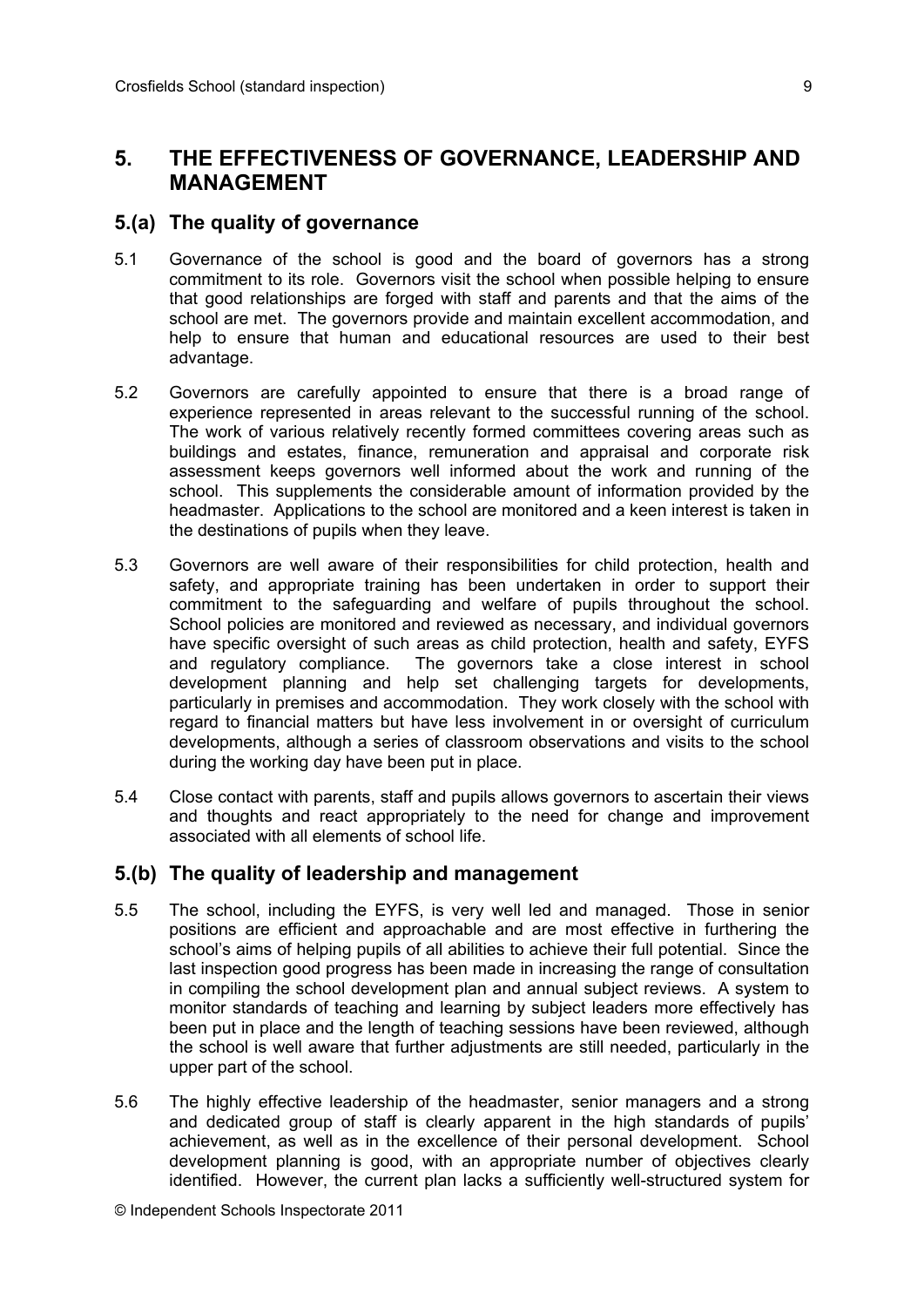## 5. THE EFFECTIVENESS OF GOVERNANCE, LEADERSHIP AND MANAGEMENT

### 5.(a) The quality of governance

5.1 Governance of the school is good and the board of governors has a strong commitment to its role. Governors visit the school when possible helping to ensure that good relationships are forged with staff and parents and that the aims of the school are met. The governors provide and maintain excellent accommodation, and help to ensure that human and educational resources are used to their best advantage.

5.2 Governors are carefully appointed to ensure that there is a broad range of experience represented in areas relevant to the successful running of the school. The work of various relatively recently formed committees covering areas such as buildings and estates, finance, remuneration and appraisal and corporate risk assessment keeps governors well informed about the work and running of the school. This supplements the considerable amount of information provided by the headmaster. Applications to the school are monitored and a keen interest is taken in the destinations of pupils when they leave.

5.3 Governors are well aware of their responsibilities for child protection, health and safety, and appropriate training has been undertaken in order to support their commitment to the safeguarding and welfare of pupils throughout the school. School policies are monitored and reviewed as necessary, and individual governors have specific oversight of such areas as child protection, health and safety, EYFS and regulatory compliance. The governors take a close interest in school development planning and help set challenging targets for developments, particularly in premises and accommodation. They work closely with the school with regard to financial matters but have less involvement in or oversight of curriculum developments, although a series of classroom observations and visits to the school during the working day have been put in place.

5.4 Close contact with parents, staff and pupils allows governors to ascertain their views and thoughts and react appropriately to the need for change and improvement associated with all elements of school life.

### 5.(b) The quality of leadership and management

5.5 The school, including the EYFS, is very well led and managed. Those in senior positions are efficient and approachable and are most effective in furthering the school's aims of helping pupils of all abilities to achieve their full potential. Since the last inspection good progress has been made in increasing the range of consultation in compiling the school development plan and annual subject reviews. A system to monitor standards of teaching and learning by subject leaders more effectively has been put in place and the length of teaching sessions have been reviewed, although the school is well aware that further adjustments are still needed, particularly in the upper part of the school.

5.6 The highly effective leadership of the headmaster, senior managers and a strong and dedicated group of staff is clearly apparent in the high standards of pupils' achievement, as well as in the excellence of their personal development. School development planning is good, with an appropriate number of objectives clearly identified. However, the current plan lacks a sufficiently well-structured system for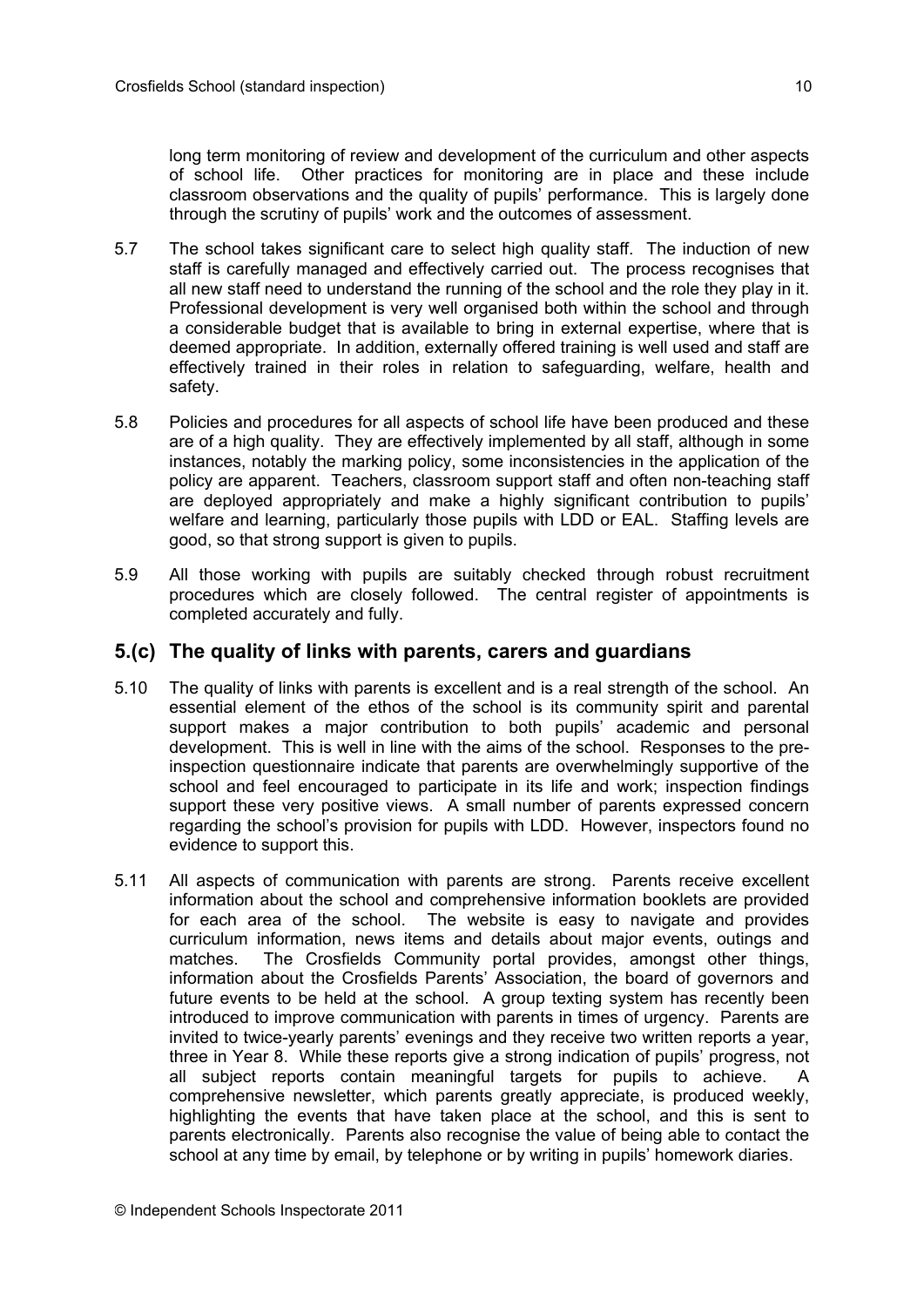long term monitoring of review and development of the curriculum and other aspects of school life. Other practices for monitoring are in place and these include classroom observations and the quality of pupils' performance. This is largely done through the scrutiny of pupils' work and the outcomes of assessment.

5.7 The school takes significant care to select high quality staff. The induction of new staff is carefully managed and effectively carried out. The process recognises that all new staff need to understand the running of the school and the role they play in it. Professional development is very well organised both within the school and through a considerable budget that is available to bring in external expertise, where that is deemed appropriate. In addition, externally offered training is well used and staff are effectively trained in their roles in relation to safeguarding, welfare, health and safety.

5.8 Policies and procedures for all aspects of school life have been produced and these are of a high quality. They are effectively implemented by all staff, although in some instances, notably the marking policy, some inconsistencies in the application of the policy are apparent. Teachers, classroom support staff and often non-teaching staff are deployed appropriately and make a highly significant contribution to pupils' welfare and learning, particularly those pupils with LDD or EAL. Staffing levels are good, so that strong support is given to pupils.

5.9 All those working with pupils are suitably checked through robust recruitment procedures which are closely followed. The central register of appointments is completed accurately and fully.

## 5.(c) The quality of links with parents, carers and guardians

5.10 The quality of links with parents is excellent and is a real strength of the school. An essential element of the ethos of the school is its community spirit and parental support makes a major contribution to both pupils' academic and personal development. This is well in line with the aims of the school. Responses to the pre-inspection questionnaire indicate that parents are overwhelmingly supportive of the school and feel encouraged to participate in its life and work; inspection findings support these very positive views. A small number of parents expressed concern regarding the school's provision for pupils with LDD. However, inspectors found no evidence to support this.

5.11 All aspects of communication with parents are strong. Parents receive excellent information about the school and comprehensive information booklets are provided for each area of the school. The website is easy to navigate and provides curriculum information, news items and details about major events, outings and matches. The Crosfields Community portal provides, amongst other things, information about the Crosfields Parents' Association, the board of governors and future events to be held at the school. A group texting system has recently been introduced to improve communication with parents in times of urgency. Parents are invited to twice-yearly parents' evenings and they receive two written reports a year, three in Year 8. While these reports give a strong indication of pupils' progress, not all subject reports contain meaningful targets for pupils to achieve. A comprehensive newsletter, which parents greatly appreciate, is produced weekly, highlighting the events that have taken place at the school, and this is sent to parents electronically. Parents also recognise the value of being able to contact the school at any time by email, by telephone or by writing in pupils' homework diaries.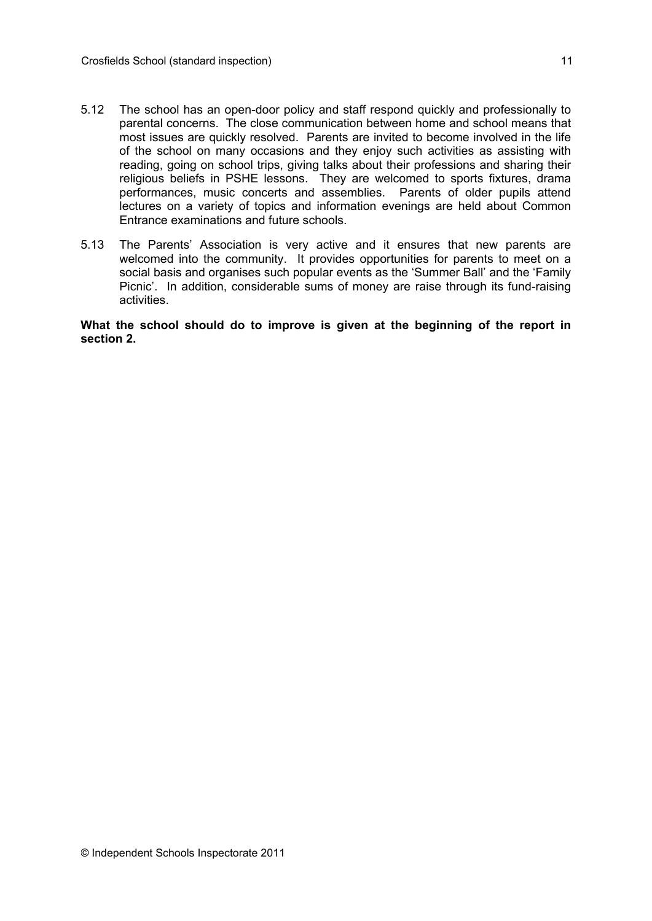5.12 The school has an open-door policy and staff respond quickly and professionally to parental concerns. The close communication between home and school means that most issues are quickly resolved. Parents are invited to become involved in the life of the school on many occasions and they enjoy such activities as assisting with reading, going on school trips, giving talks about their professions and sharing their religious beliefs in PSHE lessons. They are welcomed to sports fixtures, drama performances, music concerts and assemblies. Parents of older pupils attend lectures on a variety of topics and information evenings are held about Common Entrance examinations and future schools.

5.13 The Parents' Association is very active and it ensures that new parents are welcomed into the community. It provides opportunities for parents to meet on a social basis and organises such popular events as the 'Summer Ball' and the 'Family Picnic'. In addition, considerable sums of money are raise through its fund-raising activities.

**What the school should do to improve is given at the beginning of the report in section 2.**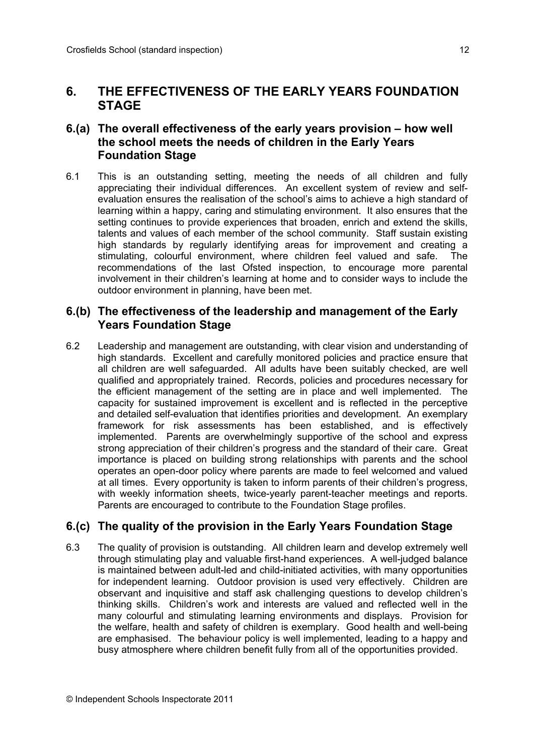## 6. THE EFFECTIVENESS OF THE EARLY YEARS FOUNDATION STAGE

### 6.(a) The overall effectiveness of the early years provision – how well the school meets the needs of children in the Early Years Foundation Stage

6.1 This is an outstanding setting, meeting the needs of all children and fully appreciating their individual differences. An excellent system of review and self-evaluation ensures the realisation of the school's aims to achieve a high standard of learning within a happy, caring and stimulating environment. It also ensures that the setting continues to provide experiences that broaden, enrich and extend the skills, talents and values of each member of the school community. Staff sustain existing high standards by regularly identifying areas for improvement and creating a stimulating, colourful environment, where children feel valued and safe. The recommendations of the last Ofsted inspection, to encourage more parental involvement in their children's learning at home and to consider ways to include the outdoor environment in planning, have been met.

### 6.(b) The effectiveness of the leadership and management of the Early Years Foundation Stage

6.2 Leadership and management are outstanding, with clear vision and understanding of high standards. Excellent and carefully monitored policies and practice ensure that all children are well safeguarded. All adults have been suitably checked, are well qualified and appropriately trained. Records, policies and procedures necessary for the efficient management of the setting are in place and well implemented. The capacity for sustained improvement is excellent and is reflected in the perceptive and detailed self-evaluation that identifies priorities and development. An exemplary framework for risk assessments has been established, and is effectively implemented. Parents are overwhelmingly supportive of the school and express strong appreciation of their children's progress and the standard of their care. Great importance is placed on building strong relationships with parents and the school operates an open-door policy where parents are made to feel welcomed and valued at all times. Every opportunity is taken to inform parents of their children's progress, with weekly information sheets, twice-yearly parent-teacher meetings and reports. Parents are encouraged to contribute to the Foundation Stage profiles.

### 6.(c) The quality of the provision in the Early Years Foundation Stage

6.3 The quality of provision is outstanding. All children learn and develop extremely well through stimulating play and valuable first-hand experiences. A well-judged balance is maintained between adult-led and child-initiated activities, with many opportunities for independent learning. Outdoor provision is used very effectively. Children are observant and inquisitive and staff ask challenging questions to develop children's thinking skills. Children's work and interests are valued and reflected well in the many colourful and stimulating learning environments and displays. Provision for the welfare, health and safety of children is exemplary. Good health and well-being are emphasised. The behaviour policy is well implemented, leading to a happy and busy atmosphere where children benefit fully from all of the opportunities provided.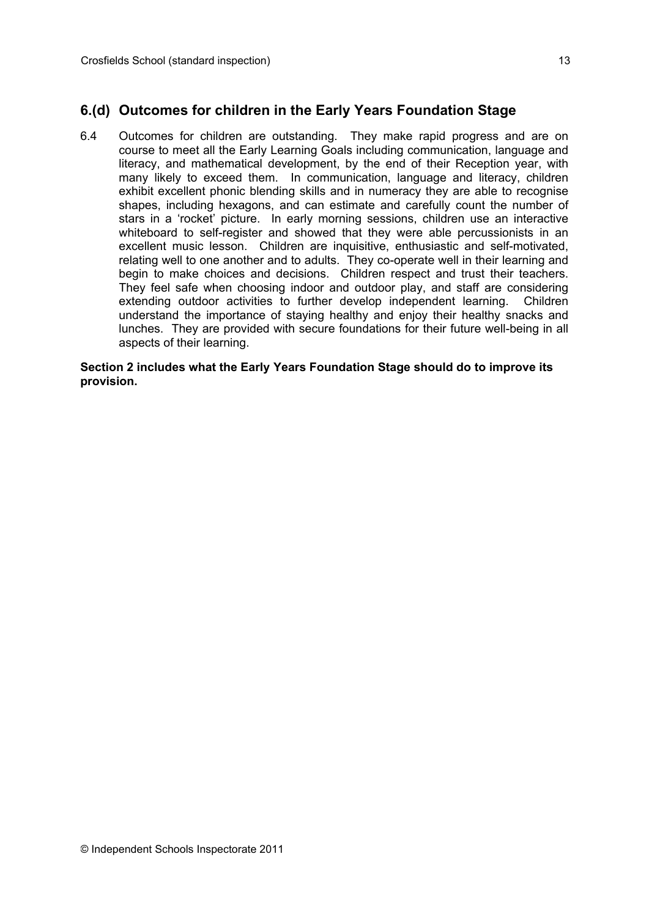## 6.(d) Outcomes for children in the Early Years Foundation Stage

6.4 Outcomes for children are outstanding. They make rapid progress and are on course to meet all the Early Learning Goals including communication, language and literacy, and mathematical development, by the end of their Reception year, with many likely to exceed them. In communication, language and literacy, children exhibit excellent phonic blending skills and in numeracy they are able to recognise shapes, including hexagons, and can estimate and carefully count the number of stars in a 'rocket' picture. In early morning sessions, children use an interactive whiteboard to self-register and showed that they were able percussionists in an excellent music lesson. Children are inquisitive, enthusiastic and self-motivated, relating well to one another and to adults. They co-operate well in their learning and begin to make choices and decisions. Children respect and trust their teachers. They feel safe when choosing indoor and outdoor play, and staff are considering extending outdoor activities to further develop independent learning. Children understand the importance of staying healthy and enjoy their healthy snacks and lunches. They are provided with secure foundations for their future well-being in all aspects of their learning.

**Section 2 includes what the Early Years Foundation Stage should do to improve its provision.**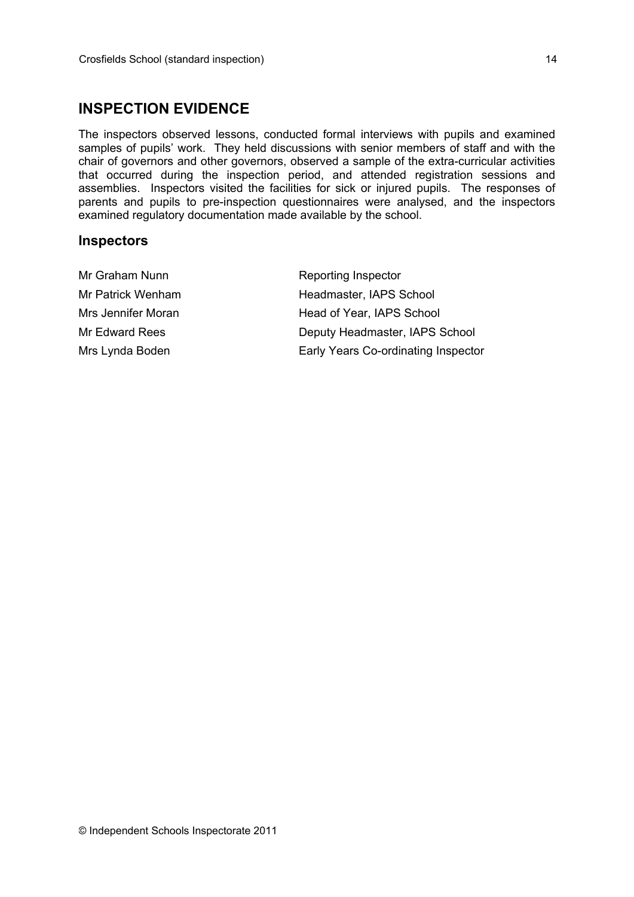## INSPECTION EVIDENCE

The inspectors observed lessons, conducted formal interviews with pupils and examined samples of pupils' work. They held discussions with senior members of staff and with the chair of governors and other governors, observed a sample of the extra-curricular activities that occurred during the inspection period, and attended registration sessions and assemblies. Inspectors visited the facilities for sick or injured pupils. The responses of parents and pupils to pre-inspection questionnaires were analysed, and the inspectors examined regulatory documentation made available by the school.

### Inspectors

| | |
|---|---|
| Mr Graham Nunn | Reporting Inspector |
| Mr Patrick Wenham | Headmaster, IAPS School |
| Mrs Jennifer Moran | Head of Year, IAPS School |
| Mr Edward Rees | Deputy Headmaster, IAPS School |
| Mrs Lynda Boden | Early Years Co-ordinating Inspector |

© Independent Schools Inspectorate 2011